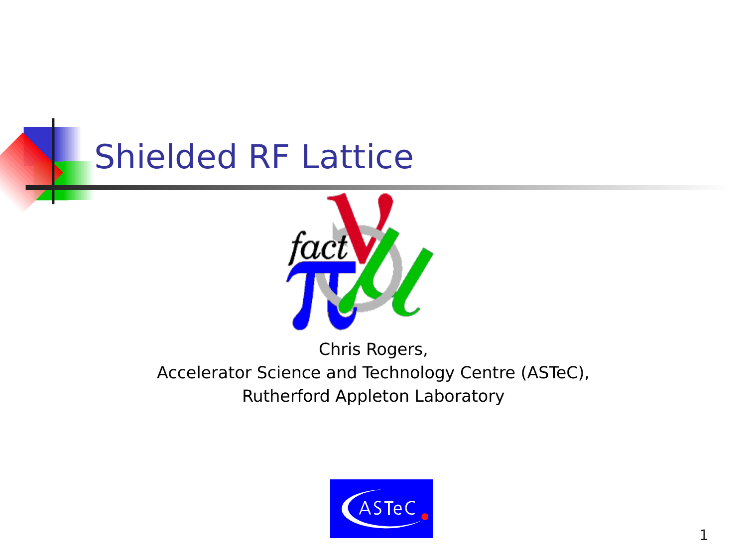# Shielded RF Lattice

Chris Rogers,

Accelerator Science and Technology Centre (ASTeC),

Rutherford Appleton Laboratory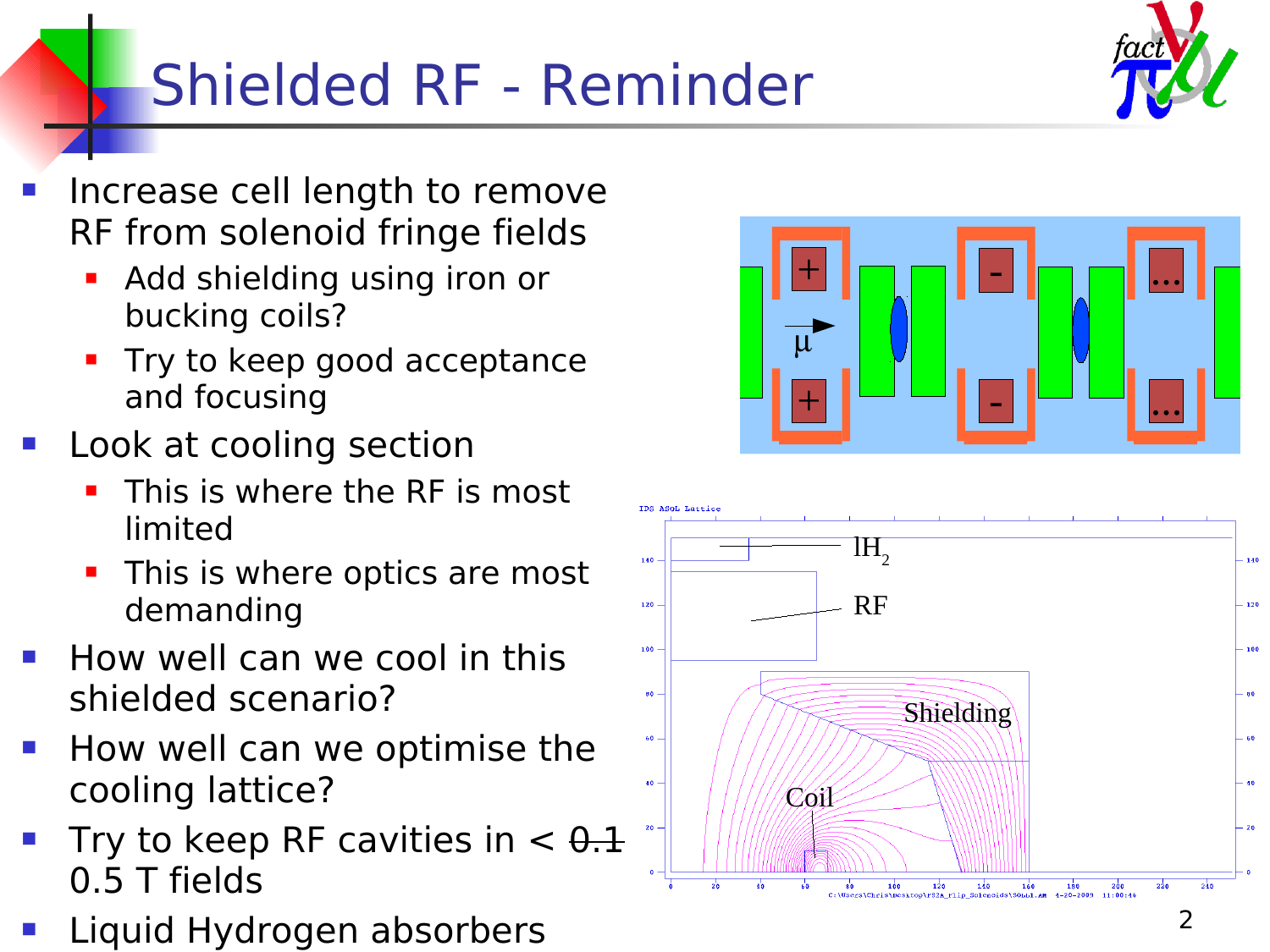# Shielded RF - Reminder

- Increase cell length to remove RF from solenoid fringe fields
  - Add shielding using iron or bucking coils?
  - Try to keep good acceptance and focusing
- Look at cooling section
  - This is where the RF is most limited
  - This is where optics are most demanding
- How well can we cool in this shielded scenario?
- How well can we optimise the cooling lattice?
- Try to keep RF cavities in < ~~0.1~~ 0.5 T fields
- Liquid Hydrogen absorbers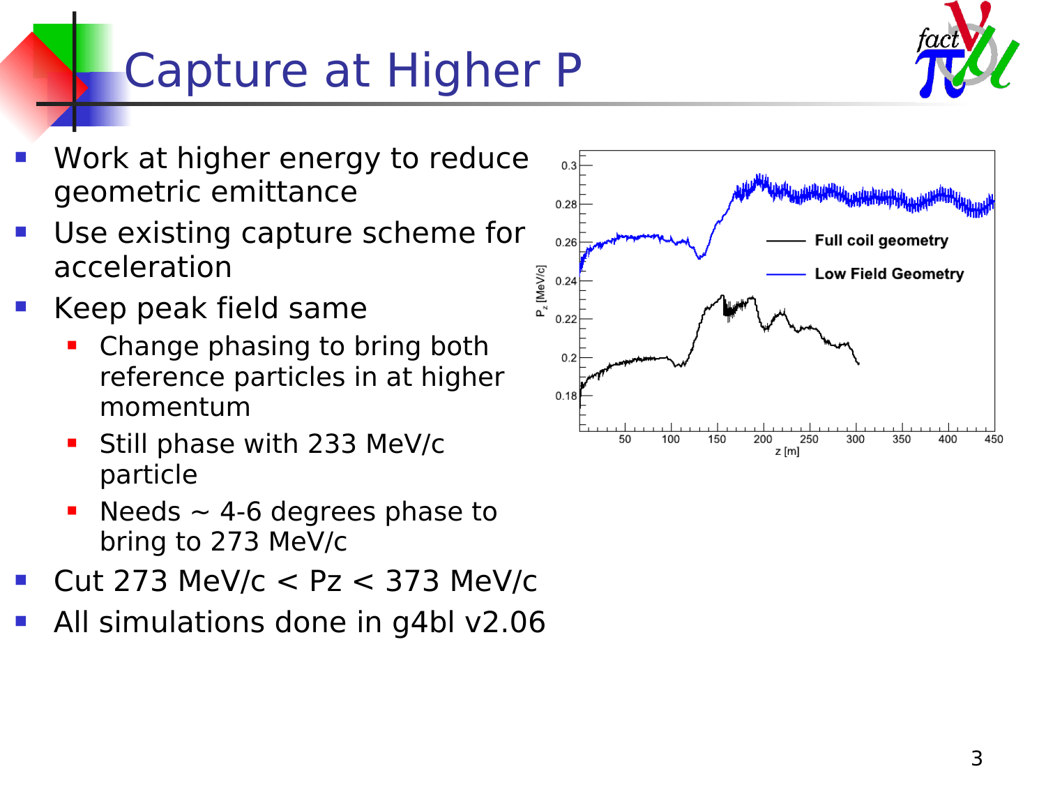# Capture at Higher P

- Work at higher energy to reduce geometric emittance
- Use existing capture scheme for acceleration
- Keep peak field same
  - Change phasing to bring both reference particles in at higher momentum
  - Still phase with 233 MeV/c particle
  - Needs ~ 4-6 degrees phase to bring to 273 MeV/c
- Cut 273 MeV/c < Pz < 373 MeV/c
- All simulations done in g4bl v2.06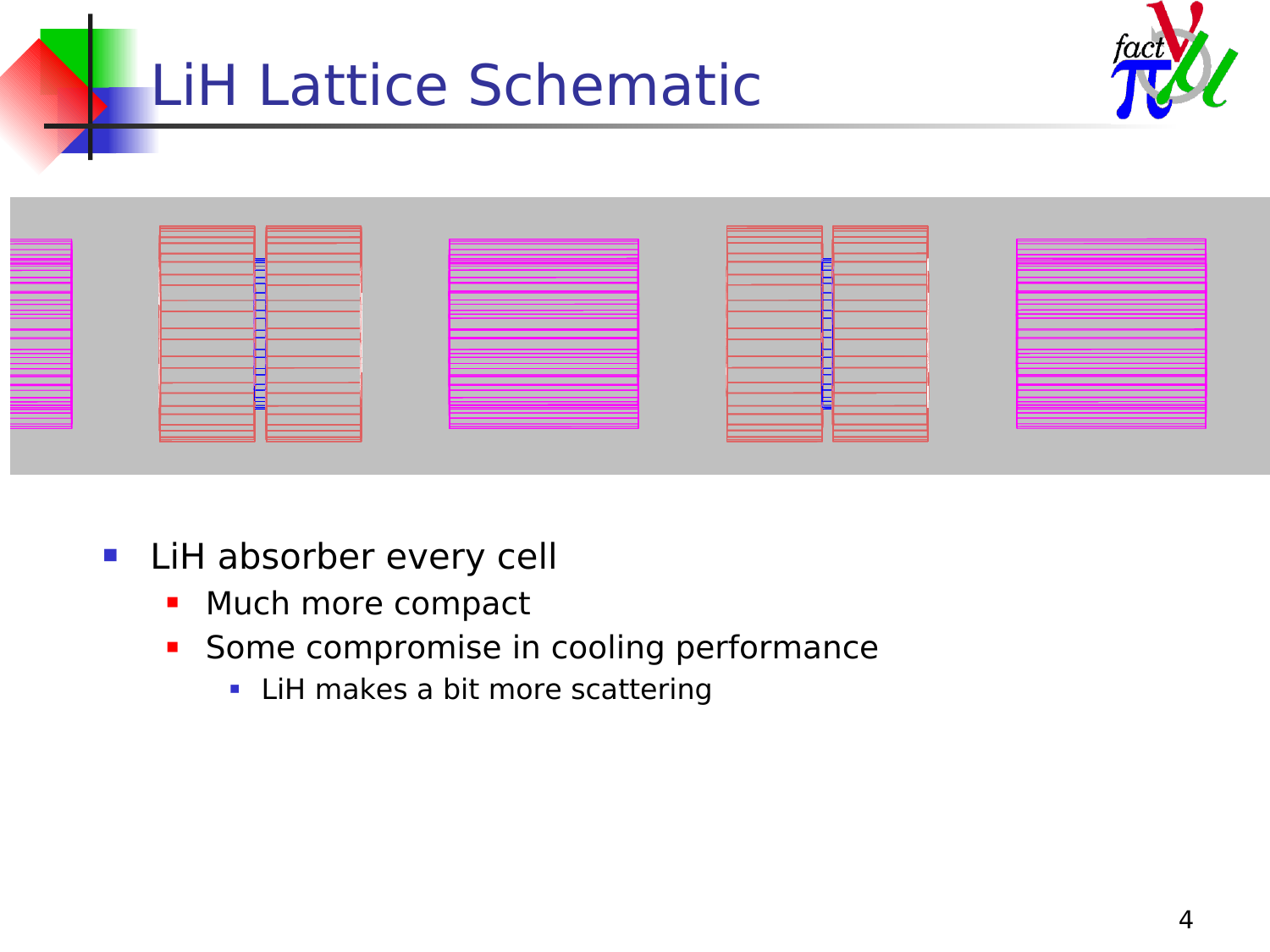# LiH Lattice Schematic

- LiH absorber every cell
  - Much more compact
  - Some compromise in cooling performance
    - LiH makes a bit more scattering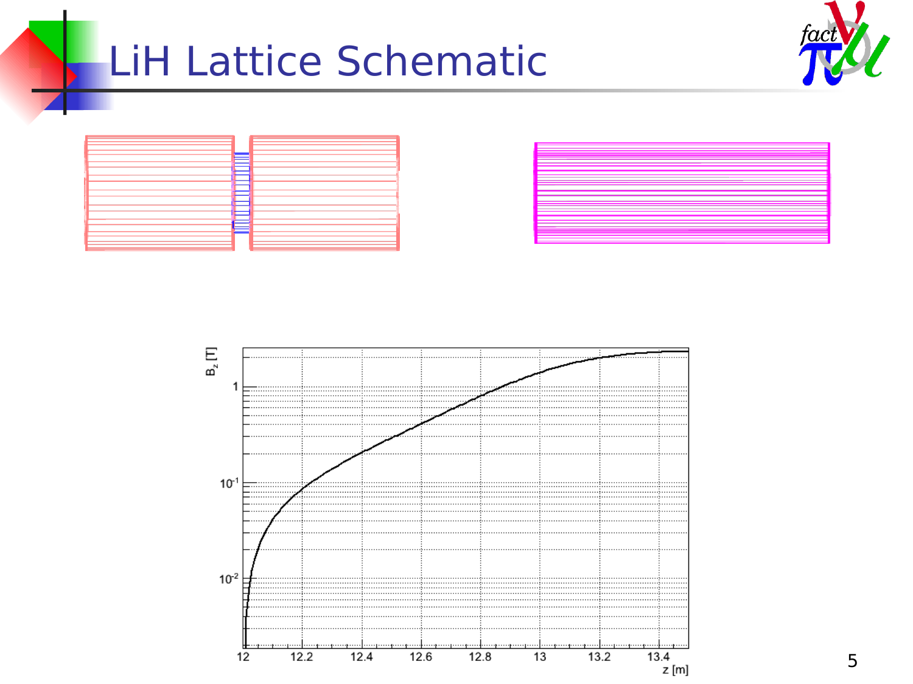# LiH Lattice Schematic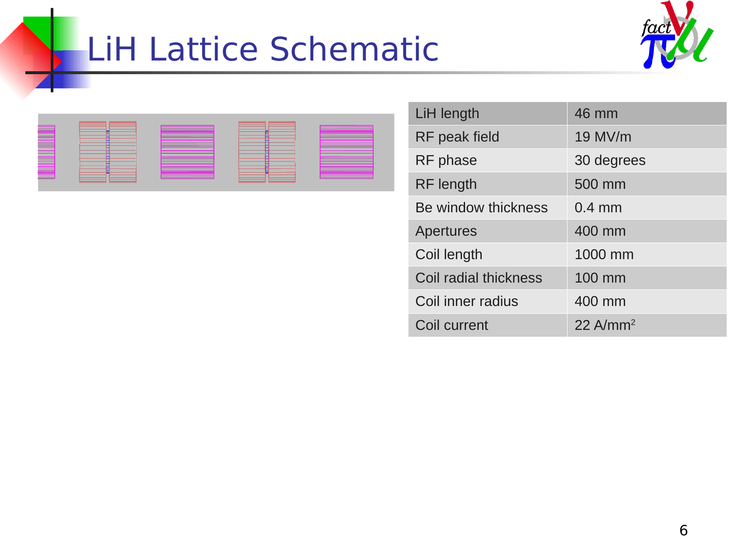# LiH Lattice Schematic

| LiH length | 46 mm |
|---|---|
| RF peak field | 19 MV/m |
| RF phase | 30 degrees |
| RF length | 500 mm |
| Be window thickness | 0.4 mm |
| Apertures | 400 mm |
| Coil length | 1000 mm |
| Coil radial thickness | 100 mm |
| Coil inner radius | 400 mm |
| Coil current | 22 A/mm$^2$ |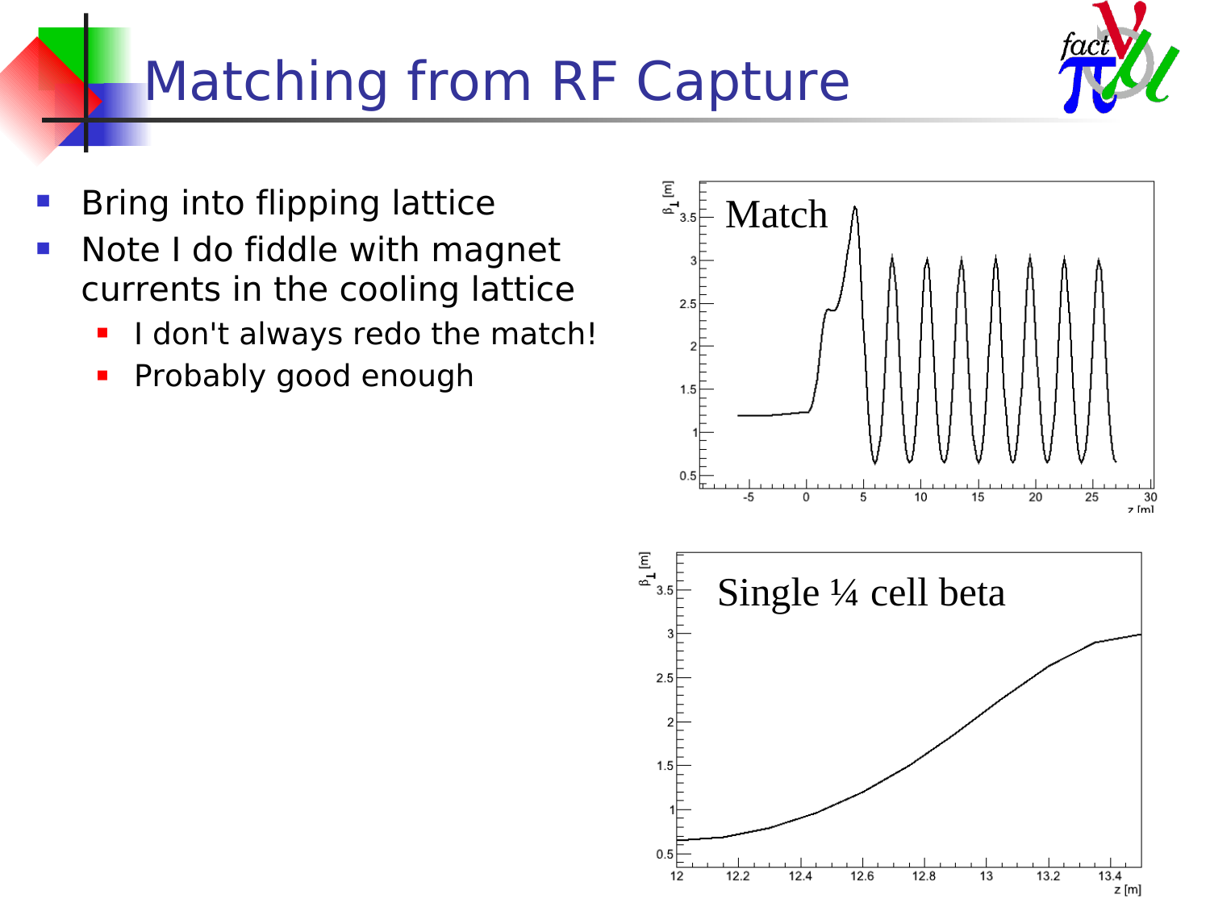# Matching from RF Capture

- Bring into flipping lattice
- Note I do fiddle with magnet currents in the cooling lattice
  - I don't always redo the match!
  - Probably good enough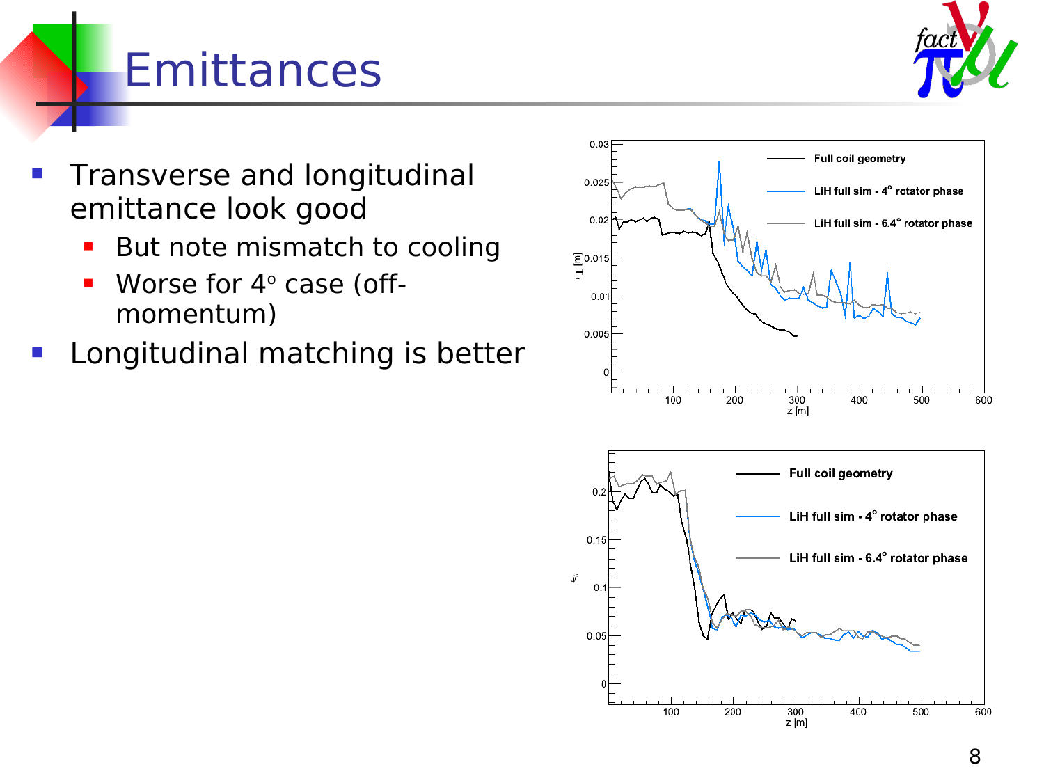# Emittances

- Transverse and longitudinal emittance look good
  - But note mismatch to cooling
  - Worse for 4° case (off-momentum)
- Longitudinal matching is better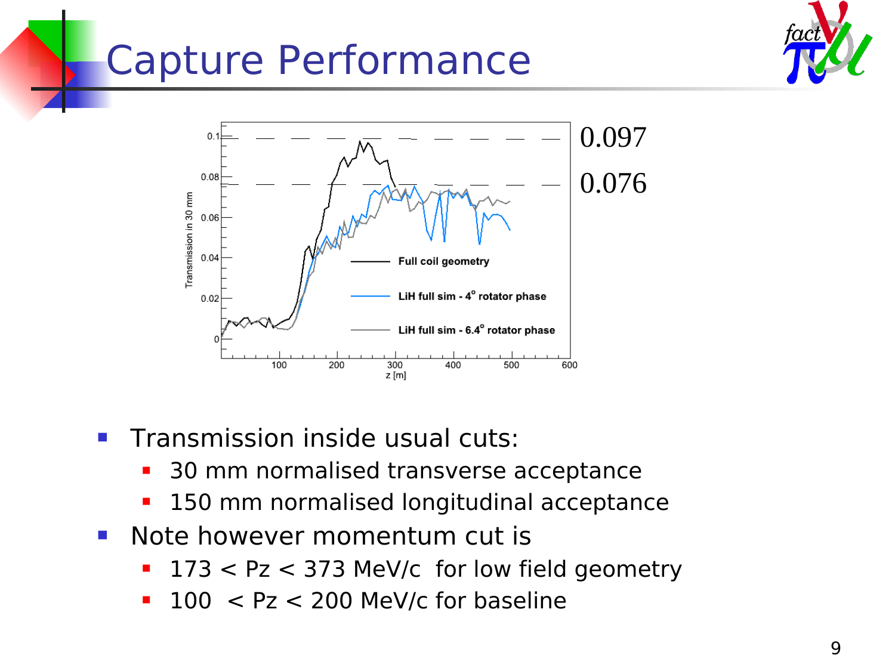# Capture Performance

0.097

0.076

- Transmission inside usual cuts:
  - 30 mm normalised transverse acceptance
  - 150 mm normalised longitudinal acceptance
- Note however momentum cut is
  - 173 < Pz < 373 MeV/c for low field geometry
  - 100 < Pz < 200 MeV/c for baseline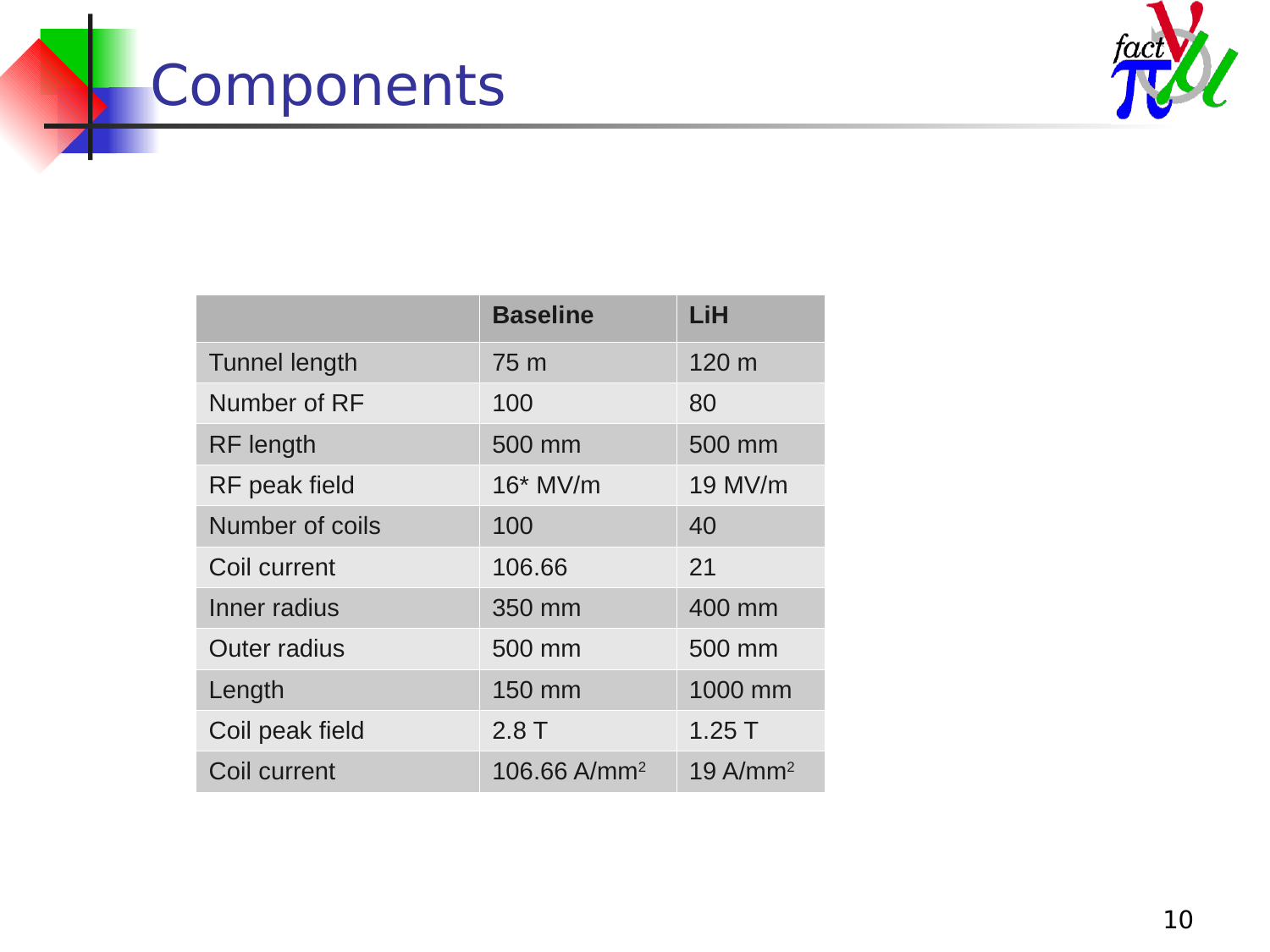# Components

| | Baseline | LiH |
|---|---|---|
| Tunnel length | 75 m | 120 m |
| Number of RF | 100 | 80 |
| RF length | 500 mm | 500 mm |
| RF peak field | 16* MV/m | 19 MV/m |
| Number of coils | 100 | 40 |
| Coil current | 106.66 | 21 |
| Inner radius | 350 mm | 400 mm |
| Outer radius | 500 mm | 500 mm |
| Length | 150 mm | 1000 mm |
| Coil peak field | 2.8 T | 1.25 T |
| Coil current | 106.66 A/mm$^2$ | 19 A/mm$^2$ |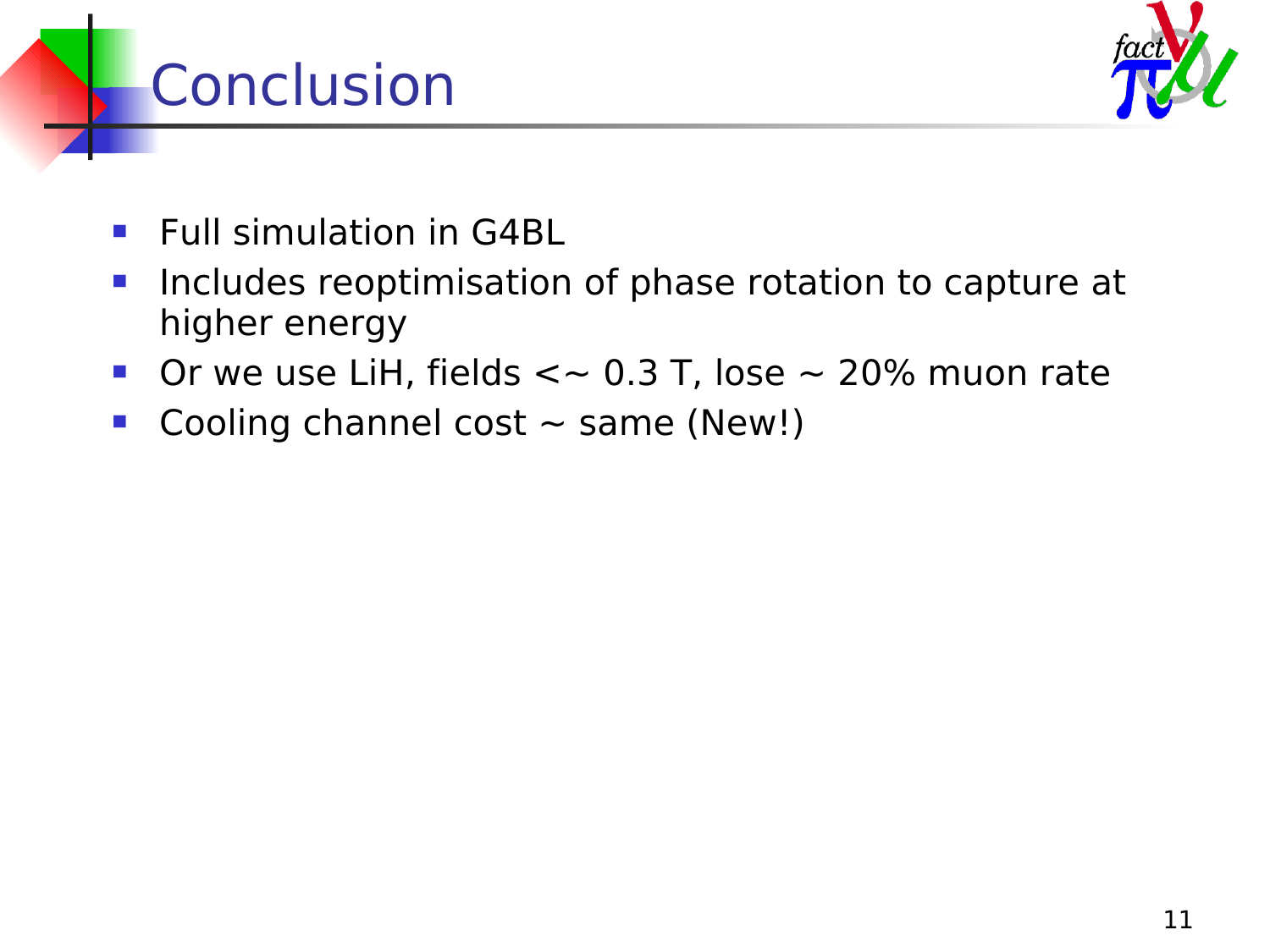# Conclusion

- Full simulation in G4BL
- Includes reoptimisation of phase rotation to capture at higher energy
- Or we use LiH, fields <~ 0.3 T, lose ~ 20% muon rate
- Cooling channel cost ~ same (New!)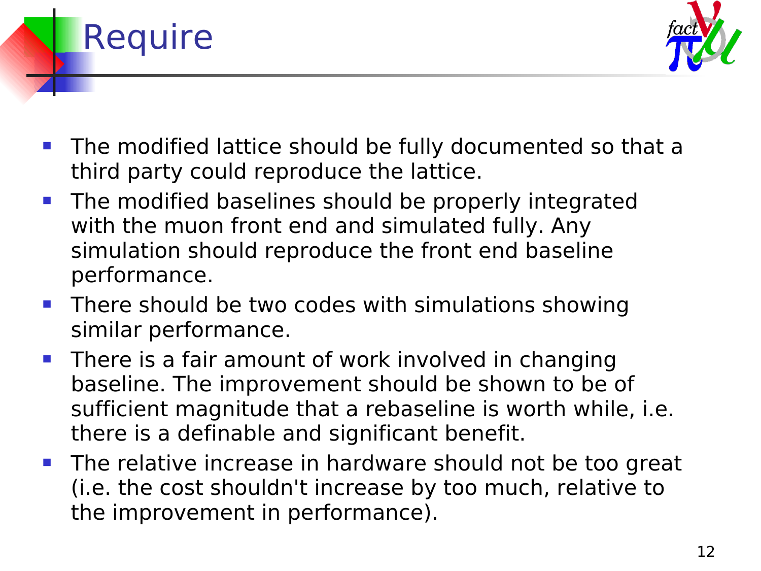# Require

- The modified lattice should be fully documented so that a third party could reproduce the lattice.
- The modified baselines should be properly integrated with the muon front end and simulated fully. Any simulation should reproduce the front end baseline performance.
- There should be two codes with simulations showing similar performance.
- There is a fair amount of work involved in changing baseline. The improvement should be shown to be of sufficient magnitude that a rebaseline is worth while, i.e. there is a definable and significant benefit.
- The relative increase in hardware should not be too great (i.e. the cost shouldn't increase by too much, relative to the improvement in performance).